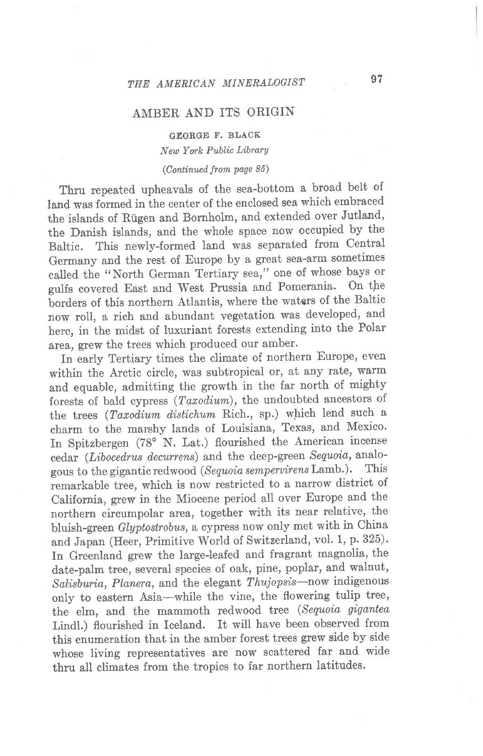# AMBER AND ITS ORIGIN

GEORGE F. BLACK

*New York Public Library*

*(Continued from page 85)*

Thru repeated upheavals of the sea-bottom a broad belt of land was formed in the center of the enclosed sea which embraced the islands of Rügen and Bornholm, and extended over Jutland, the Danish islands, and the whole space now occupied by the Baltic. This newly-formed land was separated from Central Germany and the rest of Europe by a great sea-arm sometimes called the "North German Tertiary sea," one of whose bays or gulfs covered East and West Prussia and Pomerania. On the borders of this northern Atlantis, where the waters of the Baltic now roll, a rich and abundant vegetation was developed, and here, in the midst of luxuriant forests extending into the Polar area, grew the trees which produced our amber.

In early Tertiary times the climate of northern Europe, even within the Arctic circle, was subtropical or, at any rate, warm and equable, admitting the growth in the far north of mighty forests of bald cypress (*Taxodium*), the undoubted ancestors of the trees (*Taxodium distichum* Rich., sp.) which lend such a charm to the marshy lands of Louisiana, Texas, and Mexico. In Spitzbergen (78° N. Lat.) flourished the American incense cedar (*Libocedrus decurrens*) and the deep-green *Sequoia*, analogous to the gigantic redwood (*Sequoia sempervirens* Lamb.). This remarkable tree, which is now restricted to a narrow district of California, grew in the Miocene period all over Europe and the northern circumpolar area, together with its near relative, the bluish-green *Glyptostrobus*, a cypress now only met with in China and Japan (Heer, Primitive World of Switzerland, vol. 1, p. 325). In Greenland grew the large-leafed and fragrant magnolia, the date-palm tree, several species of oak, pine, poplar, and walnut, *Salisburia*, *Planera*, and the elegant *Thujopsis*—now indigenous only to eastern Asia—while the vine, the flowering tulip tree, the elm, and the mammoth redwood tree (*Sequoia gigantea* Lindl.) flourished in Iceland. It will have been observed from this enumeration that in the amber forest trees grew side by side whose living representatives are now scattered far and wide thru all climates from the tropics to far northern latitudes.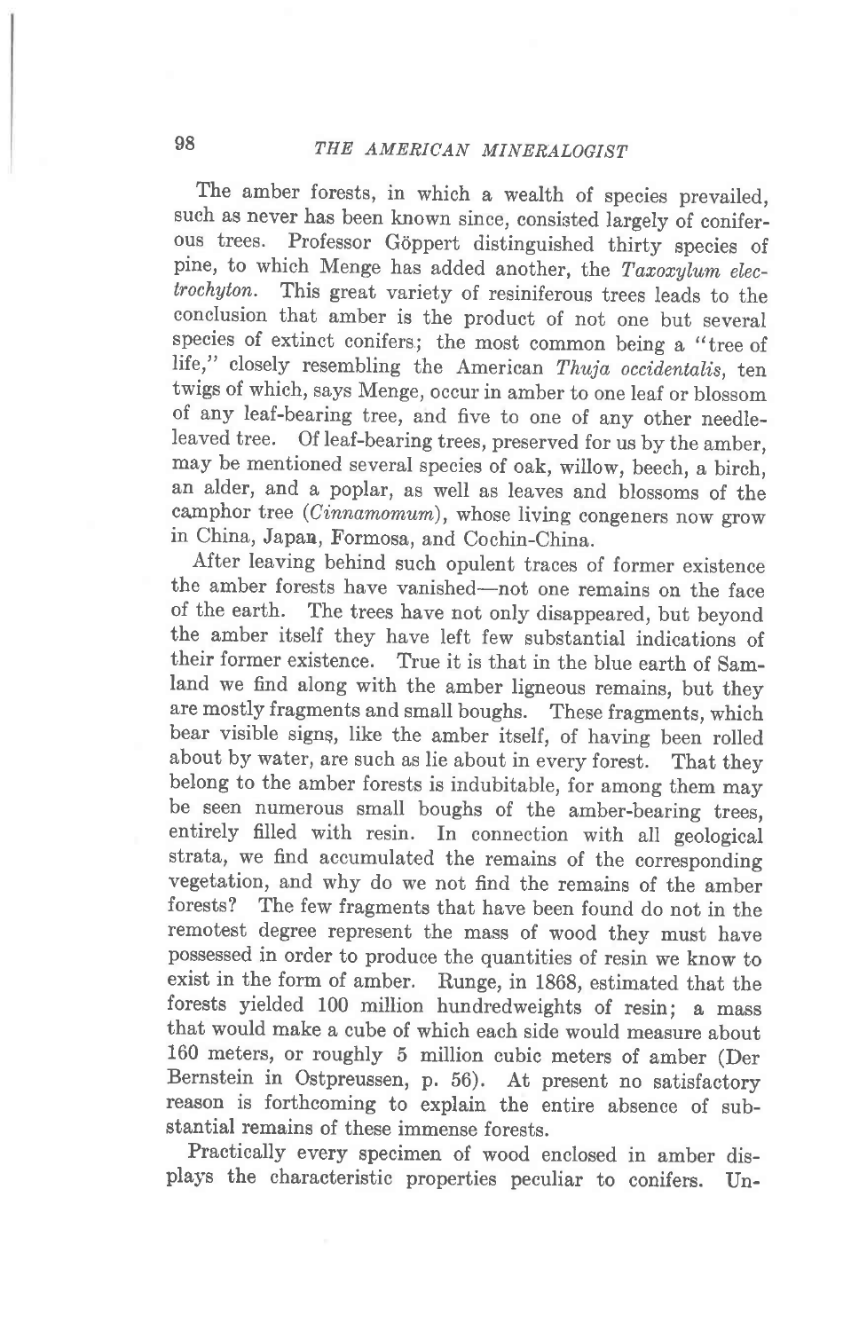The amber forests, in which a wealth of species prevailed, such as never has been known since, consisted largely of coniferous trees. Professor Göppert distinguished thirty species of pine, to which Menge has added another, the *Taxoxylum electrochyton*. This great variety of resiniferous trees leads to the conclusion that amber is the product of not one but several species of extinct conifers; the most common being a "tree of life," closely resembling the American *Thuja occidentalis*, ten twigs of which, says Menge, occur in amber to one leaf or blossom of any leaf-bearing tree, and five to one of any other needle-leaved tree. Of leaf-bearing trees, preserved for us by the amber, may be mentioned several species of oak, willow, beech, a birch, an alder, and a poplar, as well as leaves and blossoms of the camphor tree (*Cinnamomum*), whose living congeners now grow in China, Japan, Formosa, and Cochin-China.

After leaving behind such opulent traces of former existence the amber forests have vanished—not one remains on the face of the earth. The trees have not only disappeared, but beyond the amber itself they have left few substantial indications of their former existence. True it is that in the blue earth of Samland we find along with the amber ligneous remains, but they are mostly fragments and small boughs. These fragments, which bear visible signs, like the amber itself, of having been rolled about by water, are such as lie about in every forest. That they belong to the amber forests is indubitable, for among them may be seen numerous small boughs of the amber-bearing trees, entirely filled with resin. In connection with all geological strata, we find accumulated the remains of the corresponding vegetation, and why do we not find the remains of the amber forests? The few fragments that have been found do not in the remotest degree represent the mass of wood they must have possessed in order to produce the quantities of resin we know to exist in the form of amber. Runge, in 1868, estimated that the forests yielded 100 million hundredweights of resin; a mass that would make a cube of which each side would measure about 160 meters, or roughly 5 million cubic meters of amber (Der Bernstein in Ostpreussen, p. 56). At present no satisfactory reason is forthcoming to explain the entire absence of substantial remains of these immense forests.

Practically every specimen of wood enclosed in amber displays the characteristic properties peculiar to conifers. Un-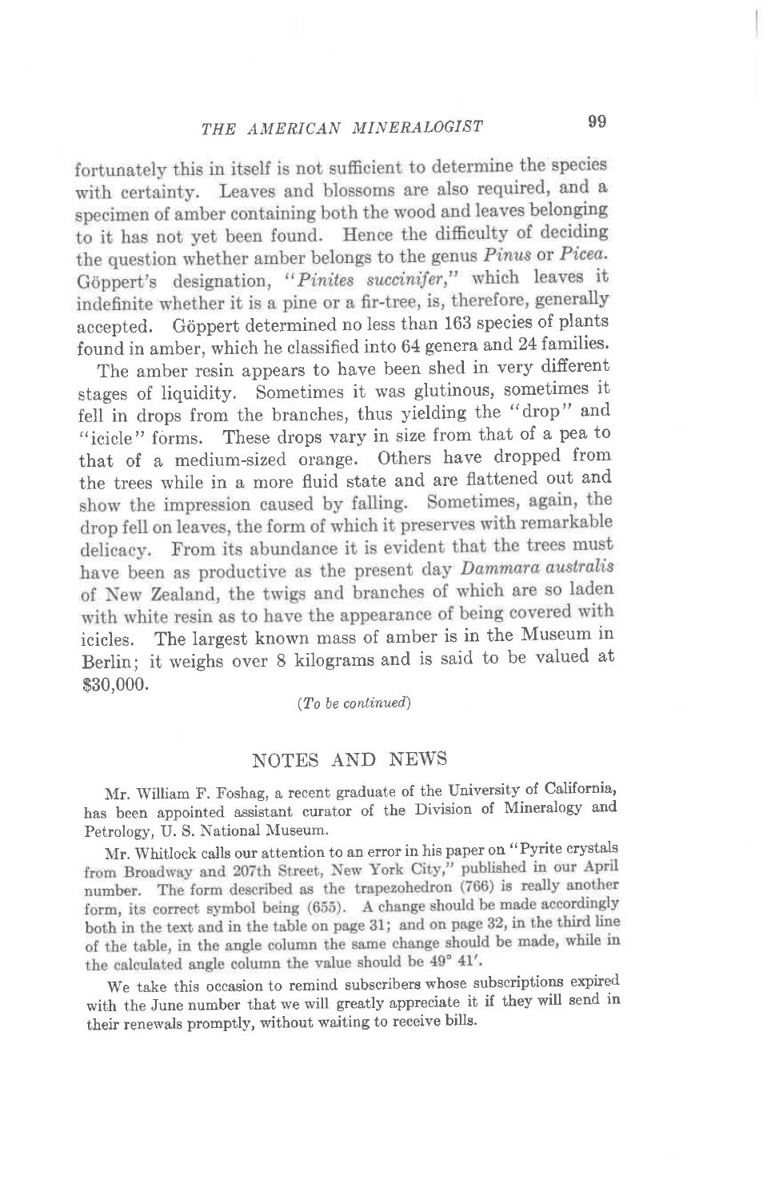fortunately this in itself is not sufficient to determine the species with certainty. Leaves and blossoms are also required, and a specimen of amber containing both the wood and leaves belonging to it has not yet been found. Hence the difficulty of deciding the question whether amber belongs to the genus *Pinus* or *Picea*. Göppert's designation, "*Pinites succinifer*," which leaves it indefinite whether it is a pine or a fir-tree, is, therefore, generally accepted. Göppert determined no less than 163 species of plants found in amber, which he classified into 64 genera and 24 families.

The amber resin appears to have been shed in very different stages of liquidity. Sometimes it was glutinous, sometimes it fell in drops from the branches, thus yielding the "drop" and "icicle" forms. These drops vary in size from that of a pea to that of a medium-sized orange. Others have dropped from the trees while in a more fluid state and are flattened out and show the impression caused by falling. Sometimes, again, the drop fell on leaves, the form of which it preserves with remarkable delicacy. From its abundance it is evident that the trees must have been as productive as the present day *Dammara australis* of New Zealand, the twigs and branches of which are so laden with white resin as to have the appearance of being covered with icicles. The largest known mass of amber is in the Museum in Berlin; it weighs over 8 kilograms and is said to be valued at $30,000.

*(To be continued)*

## NOTES AND NEWS

Mr. William F. Foshag, a recent graduate of the University of California, has been appointed assistant curator of the Division of Mineralogy and Petrology, U. S. National Museum.

Mr. Whitlock calls our attention to an error in his paper on "Pyrite crystals from Broadway and 207th Street, New York City," published in our April number. The form described as the trapezohedron (766) is really another form, its correct symbol being (655). A change should be made accordingly both in the text and in the table on page 31; and on page 32, in the third line of the table, in the angle column the same change should be made, while in the calculated angle column the value should be 49° 41′.

We take this occasion to remind subscribers whose subscriptions expired with the June number that we will greatly appreciate it if they will send in their renewals promptly, without waiting to receive bills.